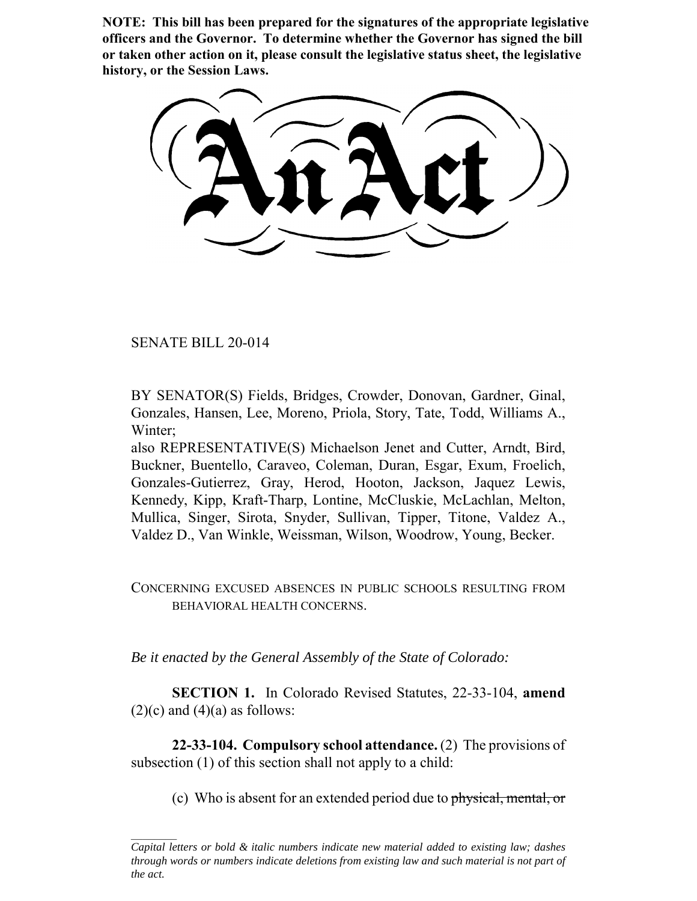**NOTE: This bill has been prepared for the signatures of the appropriate legislative officers and the Governor. To determine whether the Governor has signed the bill or taken other action on it, please consult the legislative status sheet, the legislative history, or the Session Laws.**

# An Act

SENATE BILL 20-014

BY SENATOR(S) Fields, Bridges, Crowder, Donovan, Gardner, Ginal, Gonzales, Hansen, Lee, Moreno, Priola, Story, Tate, Todd, Williams A., Winter;
also REPRESENTATIVE(S) Michaelson Jenet and Cutter, Arndt, Bird, Buckner, Buentello, Caraveo, Coleman, Duran, Esgar, Exum, Froelich, Gonzales-Gutierrez, Gray, Herod, Hooton, Jackson, Jaquez Lewis, Kennedy, Kipp, Kraft-Tharp, Lontine, McCluskie, McLachlan, Melton, Mullica, Singer, Sirota, Snyder, Sullivan, Tipper, Titone, Valdez A., Valdez D., Van Winkle, Weissman, Wilson, Woodrow, Young, Becker.

CONCERNING EXCUSED ABSENCES IN PUBLIC SCHOOLS RESULTING FROM BEHAVIORAL HEALTH CONCERNS.

*Be it enacted by the General Assembly of the State of Colorado:*

**SECTION 1.** In Colorado Revised Statutes, 22-33-104, **amend** (2)(c) and (4)(a) as follows:

**22-33-104. Compulsory school attendance.** (2) The provisions of subsection (1) of this section shall not apply to a child:

(c) Who is absent for an extended period due to ~~physical, mental, or~~

*Capital letters or bold & italic numbers indicate new material added to existing law; dashes through words or numbers indicate deletions from existing law and such material is not part of the act.*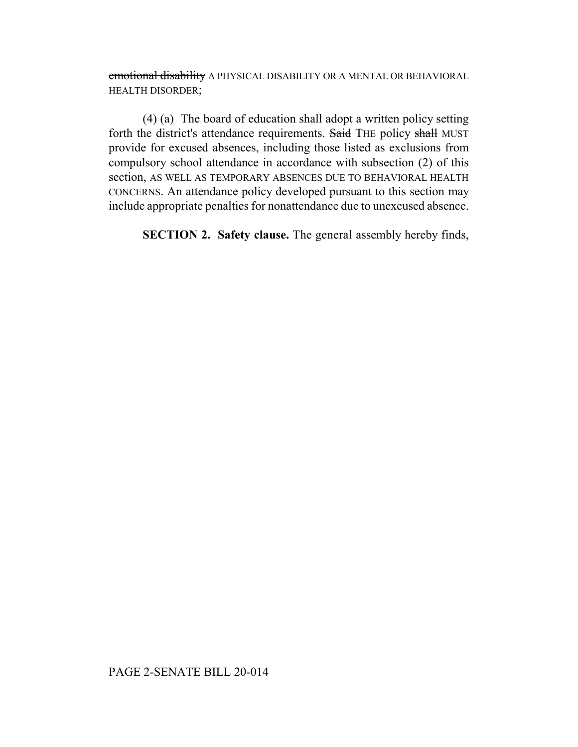~~emotional disability~~ A PHYSICAL DISABILITY OR A MENTAL OR BEHAVIORAL HEALTH DISORDER;

(4) (a) The board of education shall adopt a written policy setting forth the district's attendance requirements. ~~Said~~ THE policy ~~shall~~ MUST provide for excused absences, including those listed as exclusions from compulsory school attendance in accordance with subsection (2) of this section, AS WELL AS TEMPORARY ABSENCES DUE TO BEHAVIORAL HEALTH CONCERNS. An attendance policy developed pursuant to this section may include appropriate penalties for nonattendance due to unexcused absence.

**SECTION 2. Safety clause.** The general assembly hereby finds,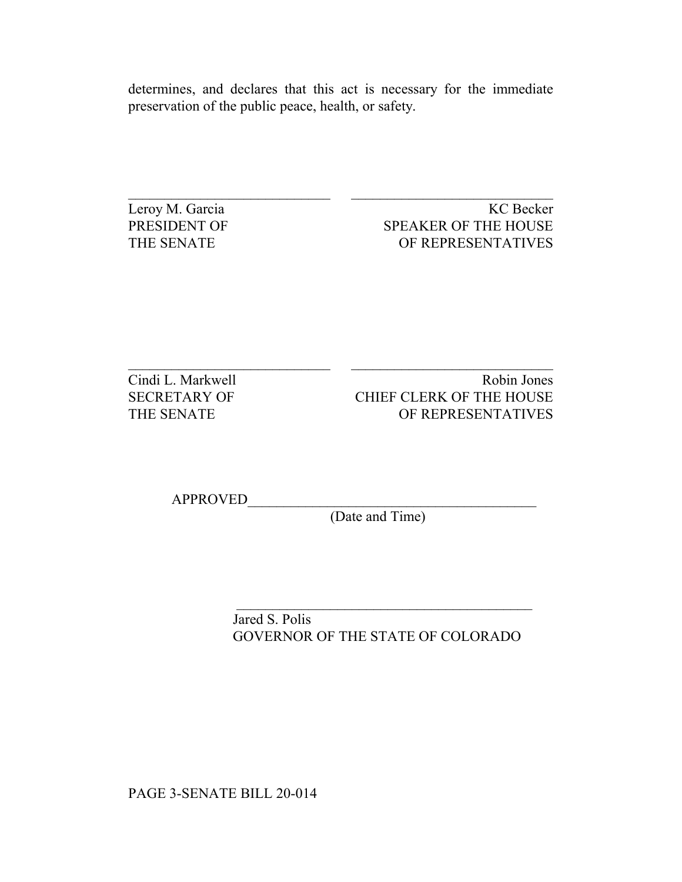determines, and declares that this act is necessary for the immediate preservation of the public peace, health, or safety.

____________________________ ____________________________
Leroy M. Garcia
PRESIDENT OF
THE SENATE

KC Becker
SPEAKER OF THE HOUSE
OF REPRESENTATIVES

____________________________ ____________________________
Cindi L. Markwell
SECRETARY OF
THE SENATE

Robin Jones
CHIEF CLERK OF THE HOUSE
OF REPRESENTATIVES

APPROVED________________________________________
(Date and Time)

_________________________________________
Jared S. Polis
GOVERNOR OF THE STATE OF COLORADO

PAGE 3-SENATE BILL 20-014